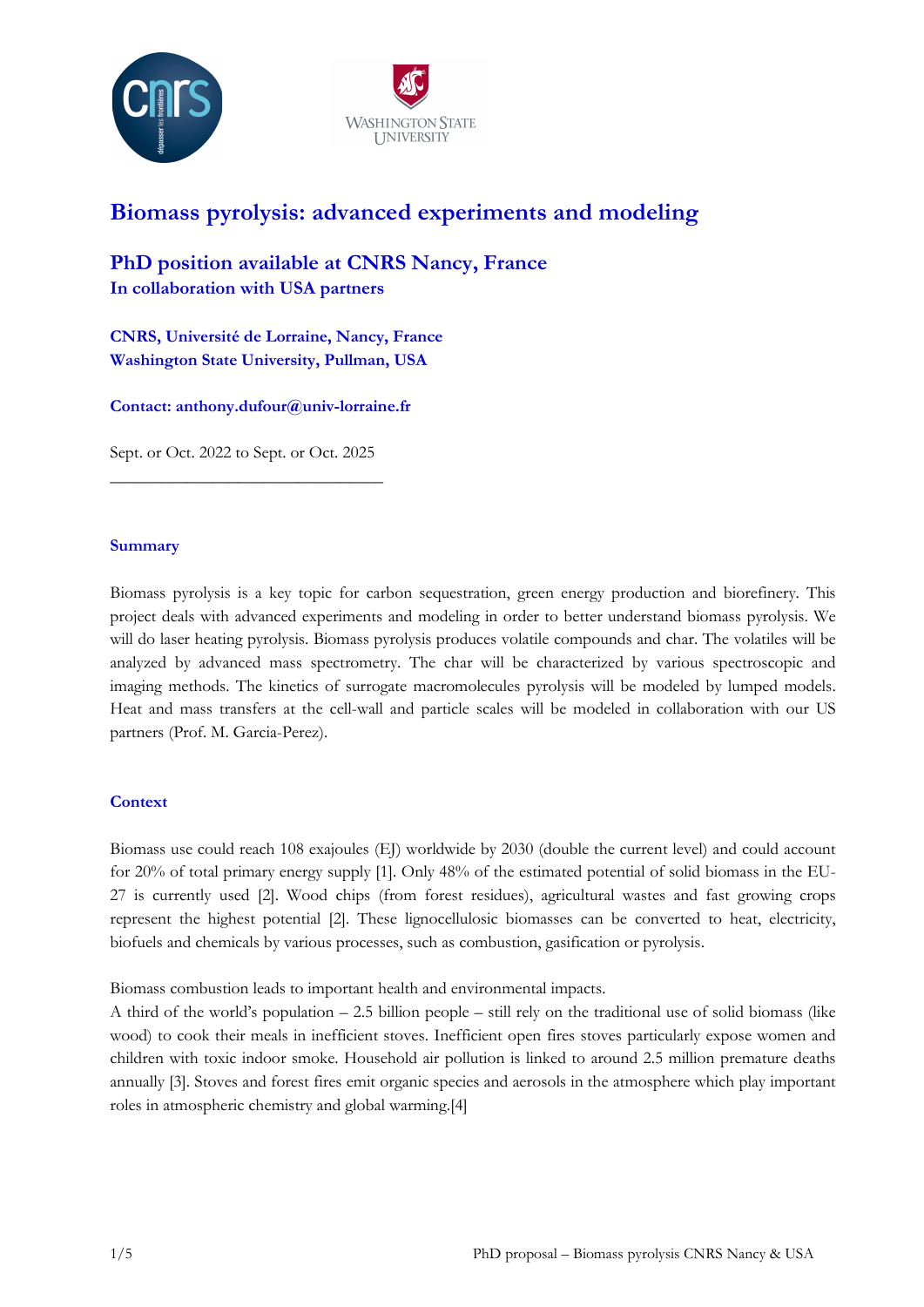# Biomass pyrolysis: advanced experiments and modeling

## PhD position available at CNRS Nancy, France

**In collaboration with USA partners**

**CNRS, Université de Lorraine, Nancy, France**
**Washington State University, Pullman, USA**

**Contact: anthony.dufour@univ-lorraine.fr**

Sept. or Oct. 2022 to Sept. or Oct. 2025

---

### Summary

Biomass pyrolysis is a key topic for carbon sequestration, green energy production and biorefinery. This project deals with advanced experiments and modeling in order to better understand biomass pyrolysis. We will do laser heating pyrolysis. Biomass pyrolysis produces volatile compounds and char. The volatiles will be analyzed by advanced mass spectrometry. The char will be characterized by various spectroscopic and imaging methods. The kinetics of surrogate macromolecules pyrolysis will be modeled by lumped models. Heat and mass transfers at the cell-wall and particle scales will be modeled in collaboration with our US partners (Prof. M. Garcia-Perez).

### Context

Biomass use could reach 108 exajoules (EJ) worldwide by 2030 (double the current level) and could account for 20% of total primary energy supply [1]. Only 48% of the estimated potential of solid biomass in the EU-27 is currently used [2]. Wood chips (from forest residues), agricultural wastes and fast growing crops represent the highest potential [2]. These lignocellulosic biomasses can be converted to heat, electricity, biofuels and chemicals by various processes, such as combustion, gasification or pyrolysis.

Biomass combustion leads to important health and environmental impacts.
A third of the world's population – 2.5 billion people – still rely on the traditional use of solid biomass (like wood) to cook their meals in inefficient stoves. Inefficient open fires stoves particularly expose women and children with toxic indoor smoke. Household air pollution is linked to around 2.5 million premature deaths annually [3]. Stoves and forest fires emit organic species and aerosols in the atmosphere which play important roles in atmospheric chemistry and global warming.[4]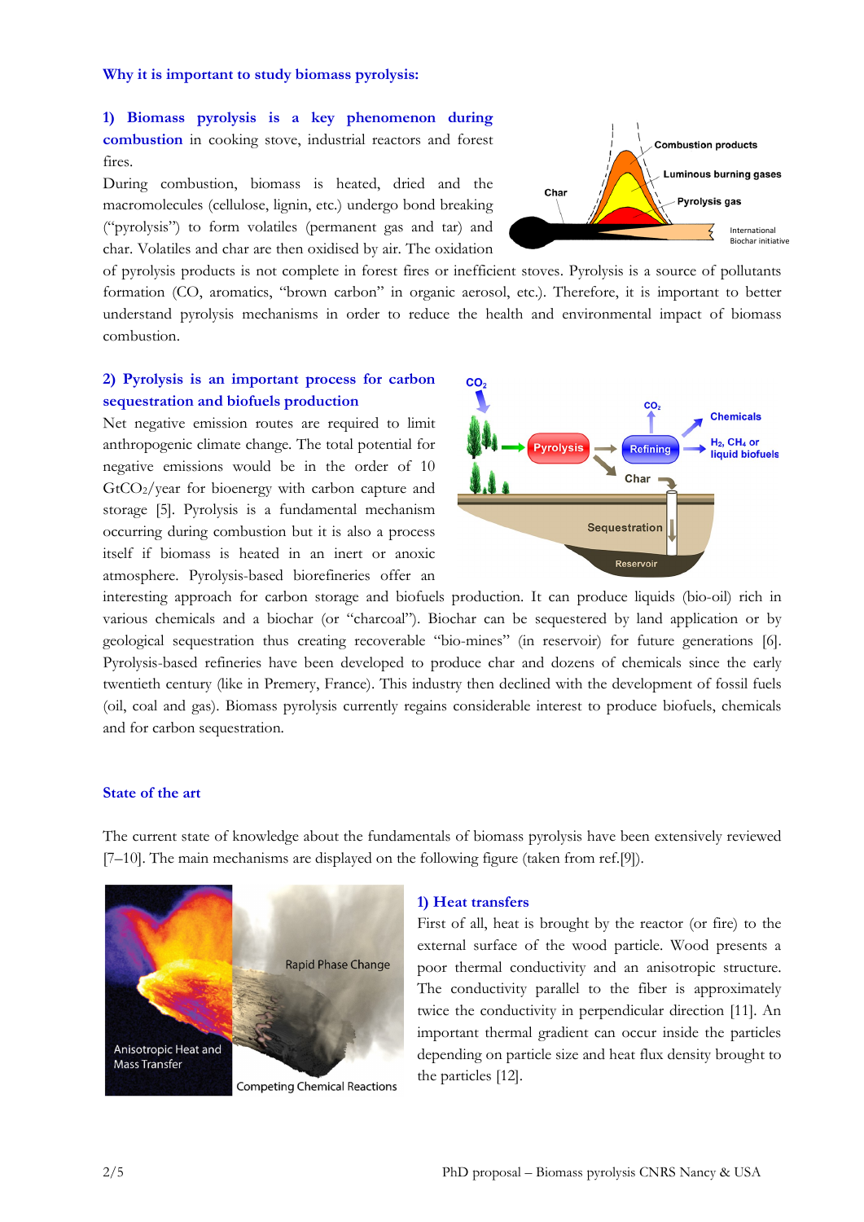**Why it is important to study biomass pyrolysis:**

**1) Biomass pyrolysis is a key phenomenon during combustion** in cooking stove, industrial reactors and forest fires.

During combustion, biomass is heated, dried and the macromolecules (cellulose, lignin, etc.) undergo bond breaking ("pyrolysis") to form volatiles (permanent gas and tar) and char. Volatiles and char are then oxidised by air. The oxidation of pyrolysis products is not complete in forest fires or inefficient stoves. Pyrolysis is a source of pollutants formation (CO, aromatics, "brown carbon" in organic aerosol, etc.). Therefore, it is important to better understand pyrolysis mechanisms in order to reduce the health and environmental impact of biomass combustion.

**2) Pyrolysis is an important process for carbon sequestration and biofuels production**

Net negative emission routes are required to limit anthropogenic climate change. The total potential for negative emissions would be in the order of 10 $GtCO_2$/year for bioenergy with carbon capture and storage [5]. Pyrolysis is a fundamental mechanism occurring during combustion but it is also a process itself if biomass is heated in an inert or anoxic atmosphere. Pyrolysis-based biorefineries offer an interesting approach for carbon storage and biofuels production. It can produce liquids (bio-oil) rich in various chemicals and a biochar (or "charcoal"). Biochar can be sequestered by land application or by geological sequestration thus creating recoverable "bio-mines" (in reservoir) for future generations [6]. Pyrolysis-based refineries have been developed to produce char and dozens of chemicals since the early twentieth century (like in Premery, France). This industry then declined with the development of fossil fuels (oil, coal and gas). Biomass pyrolysis currently regains considerable interest to produce biofuels, chemicals and for carbon sequestration.

## State of the art

The current state of knowledge about the fundamentals of biomass pyrolysis have been extensively reviewed [7–10]. The main mechanisms are displayed on the following figure (taken from ref.[9]).

**1) Heat transfers**

First of all, heat is brought by the reactor (or fire) to the external surface of the wood particle. Wood presents a poor thermal conductivity and an anisotropic structure. The conductivity parallel to the fiber is approximately twice the conductivity in perpendicular direction [11]. An important thermal gradient can occur inside the particles depending on particle size and heat flux density brought to the particles [12].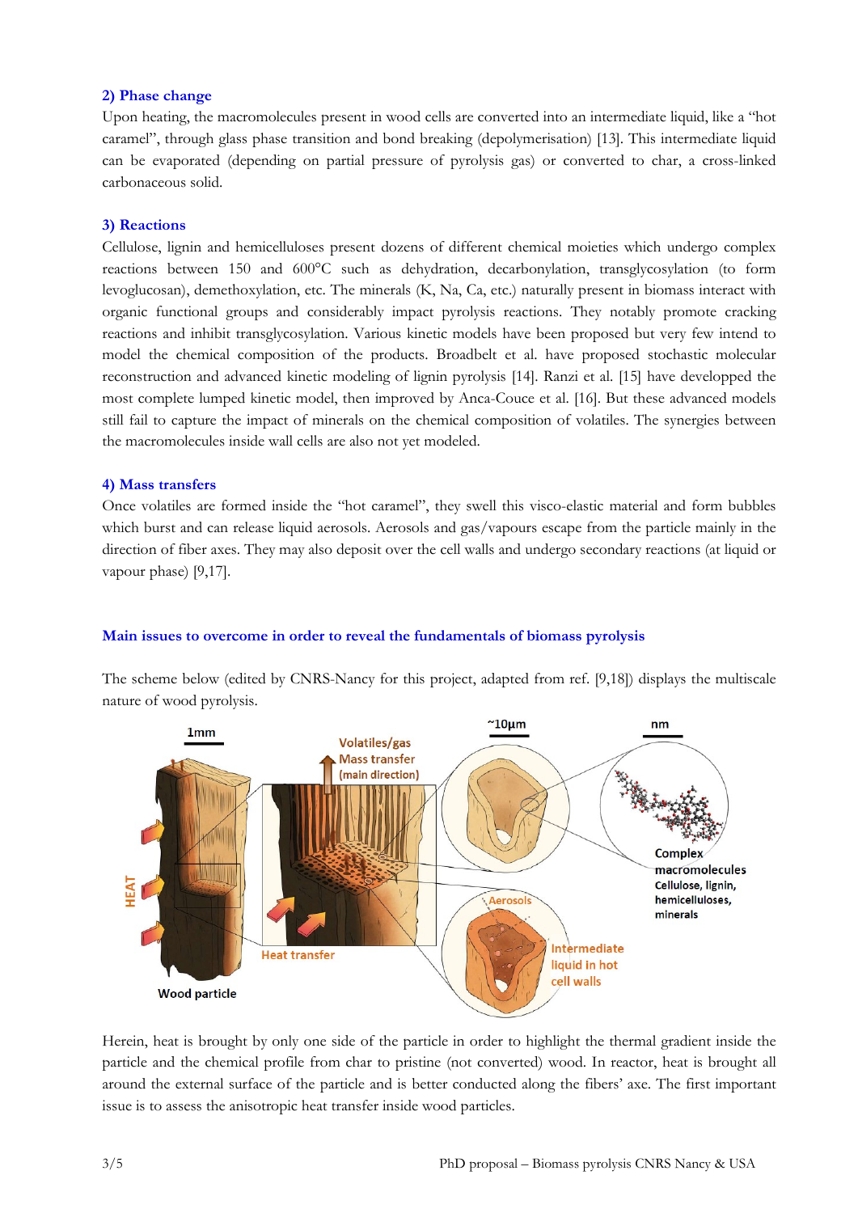### 2) Phase change

Upon heating, the macromolecules present in wood cells are converted into an intermediate liquid, like a "hot caramel", through glass phase transition and bond breaking (depolymerisation) [13]. This intermediate liquid can be evaporated (depending on partial pressure of pyrolysis gas) or converted to char, a cross-linked carbonaceous solid.

### 3) Reactions

Cellulose, lignin and hemicelluloses present dozens of different chemical moieties which undergo complex reactions between 150 and 600°C such as dehydration, decarbonylation, transglycosylation (to form levoglucosan), demethoxylation, etc. The minerals (K, Na, Ca, etc.) naturally present in biomass interact with organic functional groups and considerably impact pyrolysis reactions. They notably promote cracking reactions and inhibit transglycosylation. Various kinetic models have been proposed but very few intend to model the chemical composition of the products. Broadbelt et al. have proposed stochastic molecular reconstruction and advanced kinetic modeling of lignin pyrolysis [14]. Ranzi et al. [15] have developped the most complete lumped kinetic model, then improved by Anca-Couce et al. [16]. But these advanced models still fail to capture the impact of minerals on the chemical composition of volatiles. The synergies between the macromolecules inside wall cells are also not yet modeled.

### 4) Mass transfers

Once volatiles are formed inside the "hot caramel", they swell this visco-elastic material and form bubbles which burst and can release liquid aerosols. Aerosols and gas/vapours escape from the particle mainly in the direction of fiber axes. They may also deposit over the cell walls and undergo secondary reactions (at liquid or vapour phase) [9,17].

## Main issues to overcome in order to reveal the fundamentals of biomass pyrolysis

The scheme below (edited by CNRS-Nancy for this project, adapted from ref. [9,18]) displays the multiscale nature of wood pyrolysis.

Herein, heat is brought by only one side of the particle in order to highlight the thermal gradient inside the particle and the chemical profile from char to pristine (not converted) wood. In reactor, heat is brought all around the external surface of the particle and is better conducted along the fibers' axe. The first important issue is to assess the anisotropic heat transfer inside wood particles.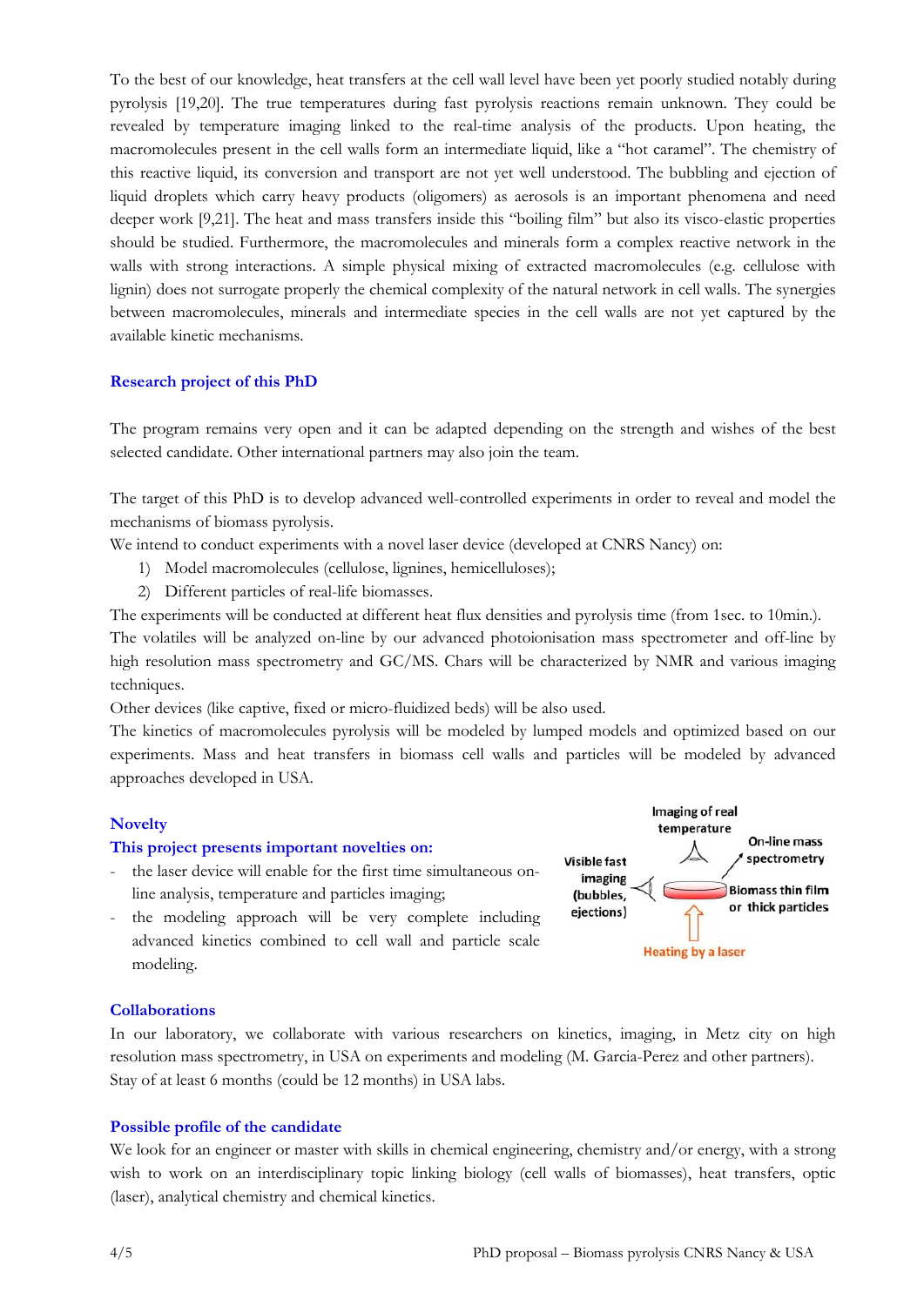To the best of our knowledge, heat transfers at the cell wall level have been yet poorly studied notably during pyrolysis [19,20]. The true temperatures during fast pyrolysis reactions remain unknown. They could be revealed by temperature imaging linked to the real-time analysis of the products. Upon heating, the macromolecules present in the cell walls form an intermediate liquid, like a "hot caramel". The chemistry of this reactive liquid, its conversion and transport are not yet well understood. The bubbling and ejection of liquid droplets which carry heavy products (oligomers) as aerosols is an important phenomena and need deeper work [9,21]. The heat and mass transfers inside this "boiling film" but also its visco-elastic properties should be studied. Furthermore, the macromolecules and minerals form a complex reactive network in the walls with strong interactions. A simple physical mixing of extracted macromolecules (e.g. cellulose with lignin) does not surrogate properly the chemical complexity of the natural network in cell walls. The synergies between macromolecules, minerals and intermediate species in the cell walls are not yet captured by the available kinetic mechanisms.

## Research project of this PhD

The program remains very open and it can be adapted depending on the strength and wishes of the best selected candidate. Other international partners may also join the team.

The target of this PhD is to develop advanced well-controlled experiments in order to reveal and model the mechanisms of biomass pyrolysis.

We intend to conduct experiments with a novel laser device (developed at CNRS Nancy) on:

1) Model macromolecules (cellulose, lignines, hemicelluloses);
2) Different particles of real-life biomasses.

The experiments will be conducted at different heat flux densities and pyrolysis time (from 1sec. to 10min.).

The volatiles will be analyzed on-line by our advanced photoionisation mass spectrometer and off-line by high resolution mass spectrometry and GC/MS. Chars will be characterized by NMR and various imaging techniques.

Other devices (like captive, fixed or micro-fluidized beds) will be also used.

The kinetics of macromolecules pyrolysis will be modeled by lumped models and optimized based on our experiments. Mass and heat transfers in biomass cell walls and particles will be modeled by advanced approaches developed in USA.

## Novelty

### This project presents important novelties on:

- the laser device will enable for the first time simultaneous on-line analysis, temperature and particles imaging;
- the modeling approach will be very complete including advanced kinetics combined to cell wall and particle scale modeling.

Imaging of real temperature

Visible fast imaging (bubbles, ejections)

On-line mass spectrometry

Biomass thin film or thick particles

Heating by a laser

## Collaborations

In our laboratory, we collaborate with various researchers on kinetics, imaging, in Metz city on high resolution mass spectrometry, in USA on experiments and modeling (M. Garcia-Perez and other partners). Stay of at least 6 months (could be 12 months) in USA labs.

## Possible profile of the candidate

We look for an engineer or master with skills in chemical engineering, chemistry and/or energy, with a strong wish to work on an interdisciplinary topic linking biology (cell walls of biomasses), heat transfers, optic (laser), analytical chemistry and chemical kinetics.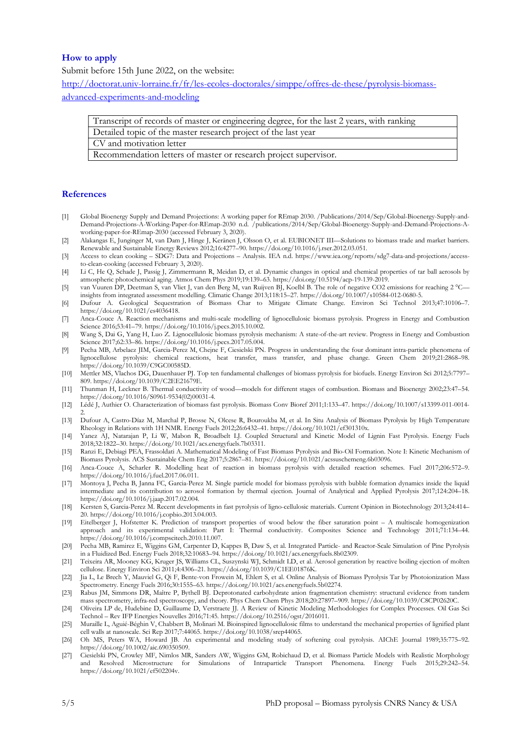### How to apply

Submit before 15th June 2022, on the website:

[http://doctorat.univ-lorraine.fr/fr/les-ecoles-doctorales/simppe/offres-de-these/pyrolysis-biomass-advanced-experiments-and-modeling](http://doctorat.univ-lorraine.fr/fr/les-ecoles-doctorales/simppe/offres-de-these/pyrolysis-biomass-advanced-experiments-and-modeling)

| |
|---|
| Transcript of records of master or engineering degree, for the last 2 years, with ranking |
| Detailed topic of the master research project of the last year |
| CV and motivation letter |
| Recommendation letters of master or research project supervisor. |

### References

[1] Global Bioenergy Supply and Demand Projections: A working paper for REmap 2030. /Publications/2014/Sep/Global-Bioenergy-Supply-and-Demand-Projections-A-Working-Paper-for-REmap-2030 n.d. /publications/2014/Sep/Global-Bioenergy-Supply-and-Demand-Projections-A-working-paper-for-REmap-2030 (accessed February 3, 2020).

[2] Alakangas E, Junginger M, van Dam J, Hinge J, Keränen J, Olsson O, et al. EUBIONET III—Solutions to biomass trade and market barriers. Renewable and Sustainable Energy Reviews 2012;16:4277–90. https://doi.org/10.1016/j.rser.2012.03.051.

[3] Access to clean cooking – SDG7: Data and Projections – Analysis. IEA n.d. https://www.iea.org/reports/sdg7-data-and-projections/access-to-clean-cooking (accessed February 3, 2020).

[4] Li C, He Q, Schade J, Passig J, Zimmermann R, Meidan D, et al. Dynamic changes in optical and chemical properties of tar ball aerosols by atmospheric photochemical aging. Atmos Chem Phys 2019;19:139–63. https://doi.org/10.5194/acp-19-139-2019.

[5] van Vuuren DP, Deetman S, van Vliet J, van den Berg M, van Ruijven BJ, Koelbl B. The role of negative CO2 emissions for reaching 2 °C—insights from integrated assessment modelling. Climatic Change 2013;118:15–27. https://doi.org/10.1007/s10584-012-0680-5.

[6] Dufour A. Geological Sequestration of Biomass Char to Mitigate Climate Change. Environ Sci Technol 2013;47:10106–7. https://doi.org/10.1021/es4036418.

[7] Anca-Couce A. Reaction mechanisms and multi-scale modelling of lignocellulosic biomass pyrolysis. Progress in Energy and Combustion Science 2016;53:41–79. https://doi.org/10.1016/j.pecs.2015.10.002.

[8] Wang S, Dai G, Yang H, Luo Z. Lignocellulosic biomass pyrolysis mechanism: A state-of-the-art review. Progress in Energy and Combustion Science 2017;62:33–86. https://doi.org/10.1016/j.pecs.2017.05.004.

[9] Pecha MB, Arbelaez JIM, Garcia-Perez M, Chejne F, Ciesielski PN. Progress in understanding the four dominant intra-particle phenomena of lignocellulose pyrolysis: chemical reactions, heat transfer, mass transfer, and phase change. Green Chem 2019;21:2868–98. https://doi.org/10.1039/C9GC00585D.

[10] Mettler MS, Vlachos DG, Dauenhauer PJ. Top ten fundamental challenges of biomass pyrolysis for biofuels. Energy Environ Sci 2012;5:7797–809. https://doi.org/10.1039/C2EE21679E.

[11] Thunman H, Leckner B. Thermal conductivity of wood—models for different stages of combustion. Biomass and Bioenergy 2002;23:47–54. https://doi.org/10.1016/S0961-9534(02)00031-4.

[12] Lédé J, Authier O. Characterization of biomass fast pyrolysis. Biomass Conv Bioref 2011;1:133–47. https://doi.org/10.1007/s13399-011-0014-2.

[13] Dufour A, Castro-Díaz M, Marchal P, Brosse N, Olcese R, Bouroukba M, et al. In Situ Analysis of Biomass Pyrolysis by High Temperature Rheology in Relations with 1H NMR. Energy Fuels 2012;26:6432–41. https://doi.org/10.1021/ef301310x.

[14] Yanez AJ, Natarajan P, Li W, Mabon R, Broadbelt LJ. Coupled Structural and Kinetic Model of Lignin Fast Pyrolysis. Energy Fuels 2018;32:1822–30. https://doi.org/10.1021/acs.energyfuels.7b03311.

[15] Ranzi E, Debiagi PEA, Frassoldati A. Mathematical Modeling of Fast Biomass Pyrolysis and Bio-Oil Formation. Note I: Kinetic Mechanism of Biomass Pyrolysis. ACS Sustainable Chem Eng 2017;5:2867–81. https://doi.org/10.1021/acssuschemeng.6b03096.

[16] Anca-Couce A, Scharler R. Modelling heat of reaction in biomass pyrolysis with detailed reaction schemes. Fuel 2017;206:572–9. https://doi.org/10.1016/j.fuel.2017.06.011.

[17] Montoya J, Pecha B, Janna FC, Garcia-Perez M. Single particle model for biomass pyrolysis with bubble formation dynamics inside the liquid intermediate and its contribution to aerosol formation by thermal ejection. Journal of Analytical and Applied Pyrolysis 2017;124:204–18. https://doi.org/10.1016/j.jaap.2017.02.004.

[18] Kersten S, Garcia-Perez M. Recent developments in fast pyrolysis of ligno-cellulosic materials. Current Opinion in Biotechnology 2013;24:414–20. https://doi.org/10.1016/j.copbio.2013.04.003.

[19] Eitelberger J, Hofstetter K. Prediction of transport properties of wood below the fiber saturation point – A multiscale homogenization approach and its experimental validation: Part I: Thermal conductivity. Composites Science and Technology 2011;71:134–44. https://doi.org/10.1016/j.compscitech.2010.11.007.

[20] Pecha MB, Ramirez E, Wiggins GM, Carpenter D, Kappes B, Daw S, et al. Integrated Particle- and Reactor-Scale Simulation of Pine Pyrolysis in a Fluidized Bed. Energy Fuels 2018;32:10683–94. https://doi.org/10.1021/acs.energyfuels.8b02309.

[21] Teixeira AR, Mooney KG, Kruger JS, Williams CL, Suszynski WJ, Schmidt LD, et al. Aerosol generation by reactive boiling ejection of molten cellulose. Energy Environ Sci 2011;4:4306–21. https://doi.org/10.1039/C1EE01876K.

[22] Jia L, Le Brech Y, Mauviel G, Qi F, Bente-von Frowein M, Ehlert S, et al. Online Analysis of Biomass Pyrolysis Tar by Photoionization Mass Spectrometry. Energy Fuels 2016;30:1555–63. https://doi.org/10.1021/acs.energyfuels.5b02274.

[23] Rabus JM, Simmons DR, Maître P, Bythell BJ. Deprotonated carbohydrate anion fragmentation chemistry: structural evidence from tandem mass spectrometry, infra-red spectroscopy, and theory. Phys Chem Chem Phys 2018;20:27897–909. https://doi.org/10.1039/C8CP02620C.

[24] Oliveira LP de, Hudebine D, Guillaume D, Verstraete JJ. A Review of Kinetic Modeling Methodologies for Complex Processes. Oil Gas Sci Technol – Rev IFP Energies Nouvelles 2016;71:45. https://doi.org/10.2516/ogst/2016011.

[25] Muraille L, Aguié-Béghin V, Chabbert B, Molinari M. Bioinspired lignocellulosic films to understand the mechanical properties of lignified plant cell walls at nanoscale. Sci Rep 2017;7:44065. https://doi.org/10.1038/srep44065.

[26] Oh MS, Peters WA, Howard JB. An experimental and modeling study of softening coal pyrolysis. AIChE Journal 1989;35:775–92. https://doi.org/10.1002/aic.690350509.

[27] Ciesielski PN, Crowley MF, Nimlos MR, Sanders AW, Wiggins GM, Robichaud D, et al. Biomass Particle Models with Realistic Morphology and Resolved Microstructure for Simulations of Intraparticle Transport Phenomena. Energy Fuels 2015;29:242–54. https://doi.org/10.1021/ef502204v.